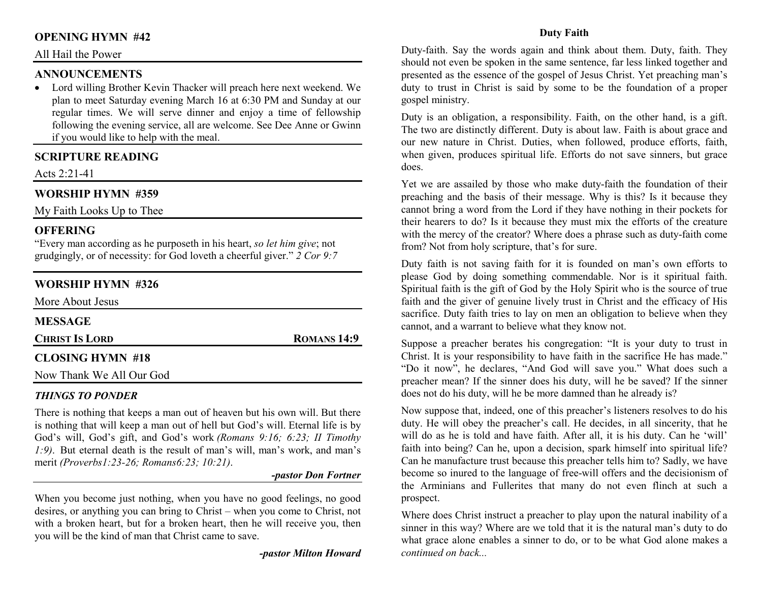## OPENING HYMN #42

All Hail the Power

## ANNOUNCEMENTS

- Lord willing Brother Kevin Thacker will preach here next weekend. We plan to meet Saturday evening March 16 at 6:30 PM and Sunday at our regular times. We will serve dinner and enjoy a time of fellowship following the evening service, all are welcome. See Dee Anne or Gwinn if you would like to help with the meal.

## SCRIPTURE READING

Acts 2:21-41

## WORSHIP HYMN #359

My Faith Looks Up to Thee

## OFFERING

"Every man according as he purposeth in his heart, *so let him give*; not grudgingly, or of necessity: for God loveth a cheerful giver." *2 Cor 9:7*

## WORSHIP HYMN #326

More About Jesus

## MESSAGE

**CHRIST IS LORD** — **ROMANS 14:9**

## CLOSING HYMN #18

Now Thank We All Our God

### *THINGS TO PONDER*

There is nothing that keeps a man out of heaven but his own will. But there is nothing that will keep a man out of hell but God's will. Eternal life is by God's will, God's gift, and God's work *(Romans 9:16; 6:23; II Timothy 1:9)*. But eternal death is the result of man's will, man's work, and man's merit *(Proverbs1:23-26; Romans6:23; 10:21)*.

***-pastor Don Fortner***

When you become just nothing, when you have no good feelings, no good desires, or anything you can bring to Christ – when you come to Christ, not with a broken heart, but for a broken heart, then he will receive you, then you will be the kind of man that Christ came to save.

***-pastor Milton Howard***

## Duty Faith

Duty-faith. Say the words again and think about them. Duty, faith. They should not even be spoken in the same sentence, far less linked together and presented as the essence of the gospel of Jesus Christ. Yet preaching man's duty to trust in Christ is said by some to be the foundation of a proper gospel ministry.

Duty is an obligation, a responsibility. Faith, on the other hand, is a gift. The two are distinctly different. Duty is about law. Faith is about grace and our new nature in Christ. Duties, when followed, produce efforts, faith, when given, produces spiritual life. Efforts do not save sinners, but grace does.

Yet we are assailed by those who make duty-faith the foundation of their preaching and the basis of their message. Why is this? Is it because they cannot bring a word from the Lord if they have nothing in their pockets for their hearers to do? Is it because they must mix the efforts of the creature with the mercy of the creator? Where does a phrase such as duty-faith come from? Not from holy scripture, that's for sure.

Duty faith is not saving faith for it is founded on man's own efforts to please God by doing something commendable. Nor is it spiritual faith. Spiritual faith is the gift of God by the Holy Spirit who is the source of true faith and the giver of genuine lively trust in Christ and the efficacy of His sacrifice. Duty faith tries to lay on men an obligation to believe when they cannot, and a warrant to believe what they know not.

Suppose a preacher berates his congregation: "It is your duty to trust in Christ. It is your responsibility to have faith in the sacrifice He has made." "Do it now", he declares, "And God will save you." What does such a preacher mean? If the sinner does his duty, will he be saved? If the sinner does not do his duty, will he be more damned than he already is?

Now suppose that, indeed, one of this preacher's listeners resolves to do his duty. He will obey the preacher's call. He decides, in all sincerity, that he will do as he is told and have faith. After all, it is his duty. Can he 'will' faith into being? Can he, upon a decision, spark himself into spiritual life? Can he manufacture trust because this preacher tells him to? Sadly, we have become so inured to the language of free-will offers and the decisionism of the Arminians and Fullerites that many do not even flinch at such a prospect.

Where does Christ instruct a preacher to play upon the natural inability of a sinner in this way? Where are we told that it is the natural man's duty to do what grace alone enables a sinner to do, or to be what God alone makes a

*continued on back...*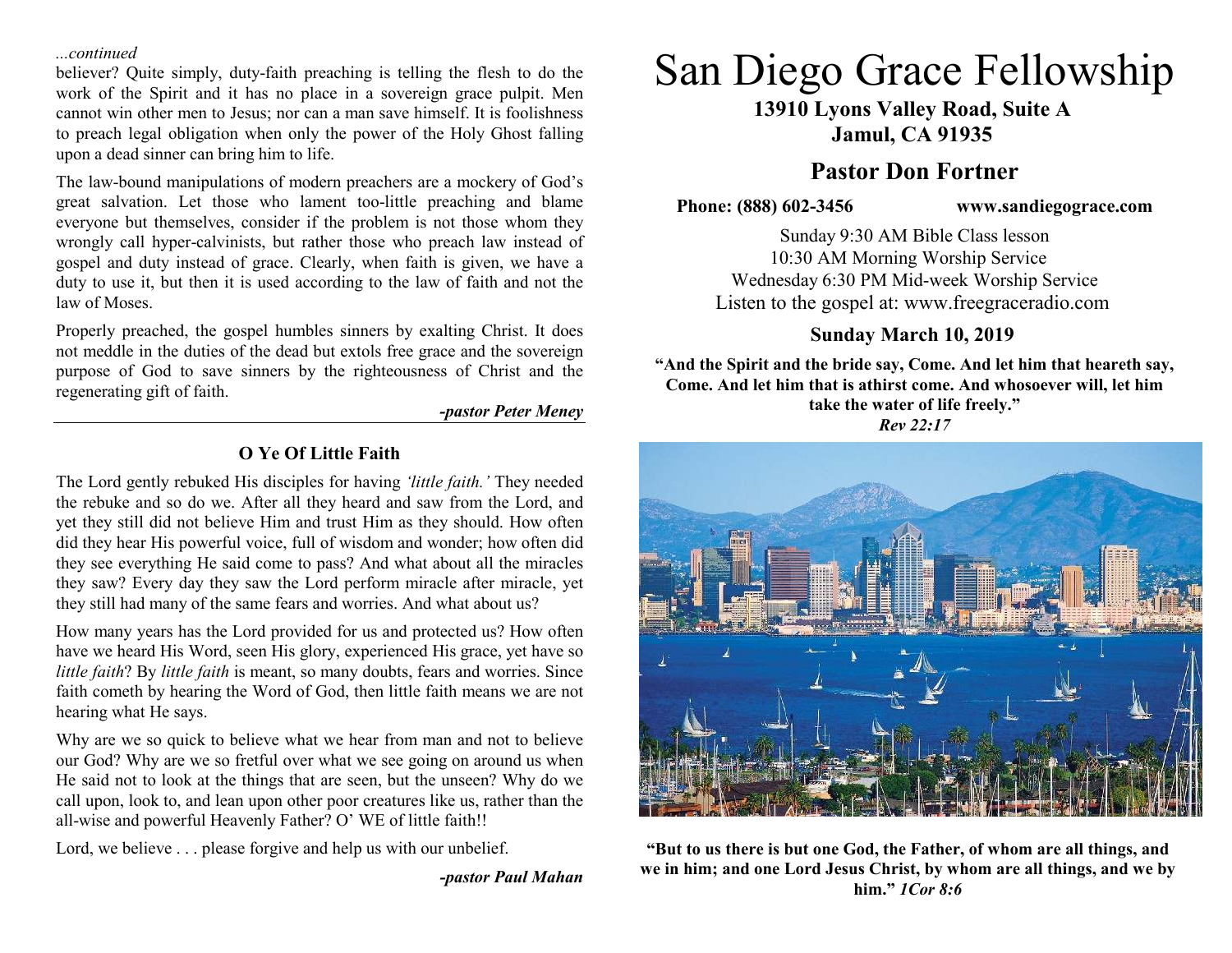*...continued*

believer? Quite simply, duty-faith preaching is telling the flesh to do the work of the Spirit and it has no place in a sovereign grace pulpit. Men cannot win other men to Jesus; nor can a man save himself. It is foolishness to preach legal obligation when only the power of the Holy Ghost falling upon a dead sinner can bring him to life.

The law-bound manipulations of modern preachers are a mockery of God's great salvation. Let those who lament too-little preaching and blame everyone but themselves, consider if the problem is not those whom they wrongly call hyper-calvinists, but rather those who preach law instead of gospel and duty instead of grace. Clearly, when faith is given, we have a duty to use it, but then it is used according to the law of faith and not the law of Moses.

Properly preached, the gospel humbles sinners by exalting Christ. It does not meddle in the duties of the dead but extols free grace and the sovereign purpose of God to save sinners by the righteousness of Christ and the regenerating gift of faith.

***-pastor Peter Meney***

---

### O Ye Of Little Faith

The Lord gently rebuked His disciples for having *'little faith.'* They needed the rebuke and so do we. After all they heard and saw from the Lord, and yet they still did not believe Him and trust Him as they should. How often did they hear His powerful voice, full of wisdom and wonder; how often did they see everything He said come to pass? And what about all the miracles they saw? Every day they saw the Lord perform miracle after miracle, yet they still had many of the same fears and worries. And what about us?

How many years has the Lord provided for us and protected us? How often have we heard His Word, seen His glory, experienced His grace, yet have so *little faith*? By *little faith* is meant, so many doubts, fears and worries. Since faith cometh by hearing the Word of God, then little faith means we are not hearing what He says.

Why are we so quick to believe what we hear from man and not to believe our God? Why are we so fretful over what we see going on around us when He said not to look at the things that are seen, but the unseen? Why do we call upon, look to, and lean upon other poor creatures like us, rather than the all-wise and powerful Heavenly Father? O' WE of little faith!!

Lord, we believe . . . please forgive and help us with our unbelief.

***-pastor Paul Mahan***

# San Diego Grace Fellowship

**13910 Lyons Valley Road, Suite A**
**Jamul, CA 91935**

## Pastor Don Fortner

**Phone: (888) 602-3456** **www.sandiegograce.com**

Sunday 9:30 AM Bible Class lesson
10:30 AM Morning Worship Service
Wednesday 6:30 PM Mid-week Worship Service
Listen to the gospel at: www.freegraceradio.com

### Sunday March 10, 2019

**"And the Spirit and the bride say, Come. And let him that heareth say, Come. And let him that is athirst come. And whosoever will, let him take the water of life freely."**
***Rev 22:17***

**"But to us there is but one God, the Father, of whom are all things, and we in him; and one Lord Jesus Christ, by whom are all things, and we by him."** ***1Cor 8:6***